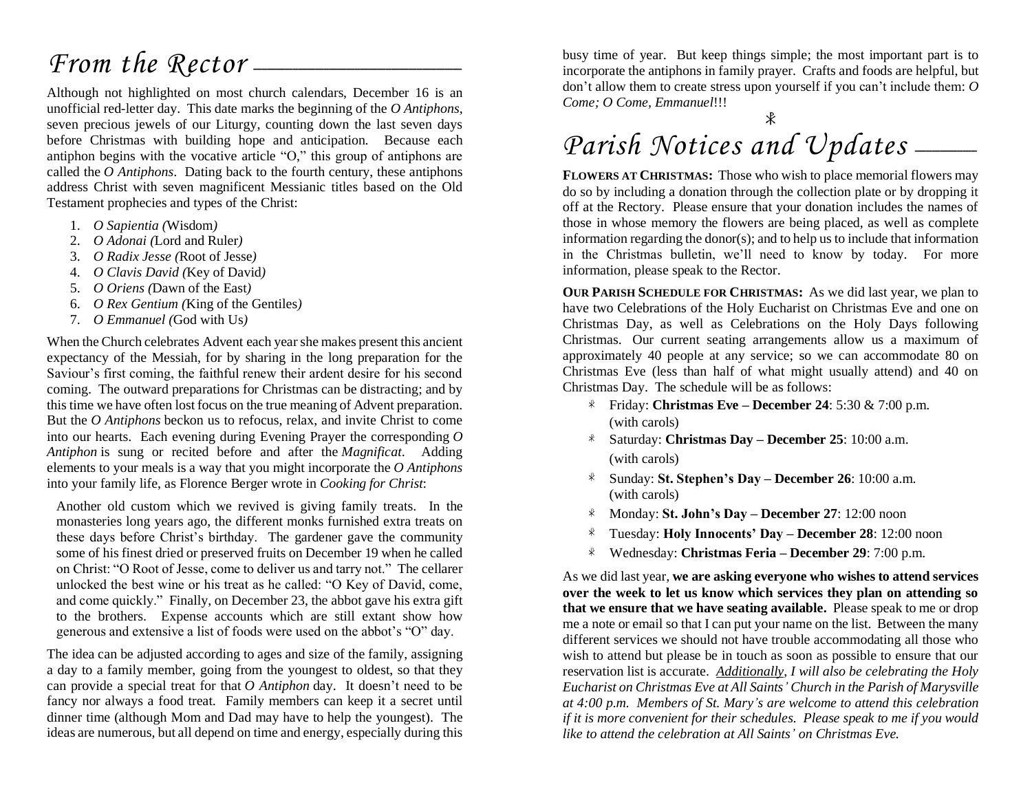# *From the Rector*

Although not highlighted on most church calendars, December 16 is an unofficial red-letter day. This date marks the beginning of the *O Antiphons*, seven precious jewels of our Liturgy, counting down the last seven days before Christmas with building hope and anticipation. Because each antiphon begins with the vocative article "O," this group of antiphons are called the *O Antiphons*. Dating back to the fourth century, these antiphons address Christ with seven magnificent Messianic titles based on the Old Testament prophecies and types of the Christ:

1. *O Sapientia (*Wisdom*)*
2. *O Adonai (*Lord and Ruler*)*
3. *O Radix Jesse (*Root of Jesse*)*
4. *O Clavis David (*Key of David*)*
5. *O Oriens (*Dawn of the East*)*
6. *O Rex Gentium (*King of the Gentiles*)*
7. *O Emmanuel (*God with Us*)*

When the Church celebrates Advent each year she makes present this ancient expectancy of the Messiah, for by sharing in the long preparation for the Saviour's first coming, the faithful renew their ardent desire for his second coming. The outward preparations for Christmas can be distracting; and by this time we have often lost focus on the true meaning of Advent preparation. But the *O Antiphons* beckon us to refocus, relax, and invite Christ to come into our hearts. Each evening during Evening Prayer the corresponding *O Antiphon* is sung or recited before and after the *Magnificat*. Adding elements to your meals is a way that you might incorporate the *O Antiphons* into your family life, as Florence Berger wrote in *Cooking for Christ*:

> Another old custom which we revived is giving family treats. In the monasteries long years ago, the different monks furnished extra treats on these days before Christ's birthday. The gardener gave the community some of his finest dried or preserved fruits on December 19 when he called on Christ: "O Root of Jesse, come to deliver us and tarry not." The cellarer unlocked the best wine or his treat as he called: "O Key of David, come, and come quickly." Finally, on December 23, the abbot gave his extra gift to the brothers. Expense accounts which are still extant show how generous and extensive a list of foods were used on the abbot's "O" day.

The idea can be adjusted according to ages and size of the family, assigning a day to a family member, going from the youngest to oldest, so that they can provide a special treat for that *O Antiphon* day. It doesn't need to be fancy nor always a food treat. Family members can keep it a secret until dinner time (although Mom and Dad may have to help the youngest). The ideas are numerous, but all depend on time and energy, especially during this busy time of year. But keep things simple; the most important part is to incorporate the antiphons in family prayer. Crafts and foods are helpful, but don't allow them to create stress upon yourself if you can't include them: *O Come; O Come, Emmanuel*!!!

☧

# *Parish Notices and Updates*

**FLOWERS AT CHRISTMAS:** Those who wish to place memorial flowers may do so by including a donation through the collection plate or by dropping it off at the Rectory. Please ensure that your donation includes the names of those in whose memory the flowers are being placed, as well as complete information regarding the donor(s); and to help us to include that information in the Christmas bulletin, we'll need to know by today. For more information, please speak to the Rector.

**OUR PARISH SCHEDULE FOR CHRISTMAS:** As we did last year, we plan to have two Celebrations of the Holy Eucharist on Christmas Eve and one on Christmas Day, as well as Celebrations on the Holy Days following Christmas. Our current seating arrangements allow us a maximum of approximately 40 people at any service; so we can accommodate 80 on Christmas Eve (less than half of what might usually attend) and 40 on Christmas Day. The schedule will be as follows:

- Friday: **Christmas Eve – December 24**: 5:30 & 7:00 p.m. (with carols)
- Saturday: **Christmas Day – December 25**: 10:00 a.m. (with carols)
- Sunday: **St. Stephen's Day – December 26**: 10:00 a.m. (with carols)
- Monday: **St. John's Day – December 27**: 12:00 noon
- Tuesday: **Holy Innocents' Day – December 28**: 12:00 noon
- Wednesday: **Christmas Feria – December 29**: 7:00 p.m.

As we did last year, **we are asking everyone who wishes to attend services over the week to let us know which services they plan on attending so that we ensure that we have seating available.** Please speak to me or drop me a note or email so that I can put your name on the list. Between the many different services we should not have trouble accommodating all those who wish to attend but please be in touch as soon as possible to ensure that our reservation list is accurate. *__Additionally__, I will also be celebrating the Holy Eucharist on Christmas Eve at All Saints' Church in the Parish of Marysville at 4:00 p.m. Members of St. Mary's are welcome to attend this celebration if it is more convenient for their schedules. Please speak to me if you would like to attend the celebration at All Saints' on Christmas Eve.*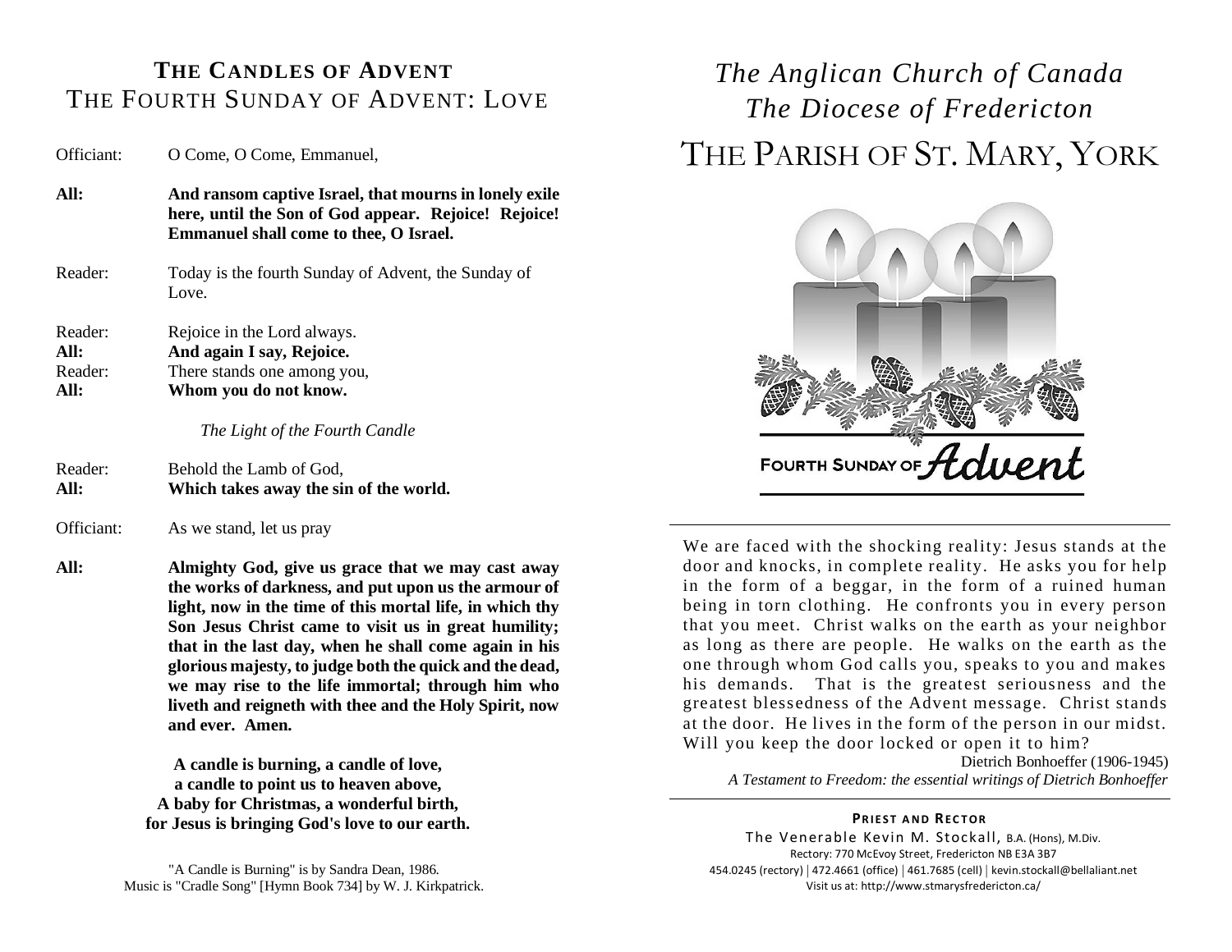## THE CANDLES OF ADVENT

### THE FOURTH SUNDAY OF ADVENT: LOVE

Officiant: O Come, O Come, Emmanuel,

**All: And ransom captive Israel, that mourns in lonely exile here, until the Son of God appear. Rejoice! Rejoice! Emmanuel shall come to thee, O Israel.**

Reader: Today is the fourth Sunday of Advent, the Sunday of Love.

Reader: Rejoice in the Lord always.
**All: And again I say, Rejoice.**
Reader: There stands one among you,
**All: Whom you do not know.**

*The Light of the Fourth Candle*

Reader: Behold the Lamb of God,
**All: Which takes away the sin of the world.**

Officiant: As we stand, let us pray

**All: Almighty God, give us grace that we may cast away the works of darkness, and put upon us the armour of light, now in the time of this mortal life, in which thy Son Jesus Christ came to visit us in great humility; that in the last day, when he shall come again in his glorious majesty, to judge both the quick and the dead, we may rise to the life immortal; through him who liveth and reigneth with thee and the Holy Spirit, now and ever. Amen.**

**A candle is burning, a candle of love,**
**a candle to point us to heaven above,**
**A baby for Christmas, a wonderful birth,**
**for Jesus is bringing God's love to our earth.**

"A Candle is Burning" is by Sandra Dean, 1986.
Music is "Cradle Song" [Hymn Book 734] by W. J. Kirkpatrick.

# *The Anglican Church of Canada*
## *The Diocese of Fredericton*
# THE PARISH OF ST. MARY, YORK

FOURTH SUNDAY OF *Advent*

---

We are faced with the shocking reality: Jesus stands at the door and knocks, in complete reality. He asks you for help in the form of a beggar, in the form of a ruined human being in torn clothing. He confronts you in every person that you meet. Christ walks on the earth as your neighbor as long as there are people. He walks on the earth as the one through whom God calls you, speaks to you and makes his demands. That is the greatest seriousness and the greatest blessedness of the Advent message. Christ stands at the door. He lives in the form of the person in our midst. Will you keep the door locked or open it to him?

Dietrich Bonhoeffer (1906-1945)
*A Testament to Freedom: the essential writings of Dietrich Bonhoeffer*

---

**PRIEST AND RECTOR**

The Venerable Kevin M. Stockall, B.A. (Hons), M.Div.
Rectory: 770 McEvoy Street, Fredericton NB E3A 3B7
454.0245 (rectory) | 472.4661 (office) | 461.7685 (cell) | kevin.stockall@bellaliant.net
Visit us at: http://www.stmarysfredericton.ca/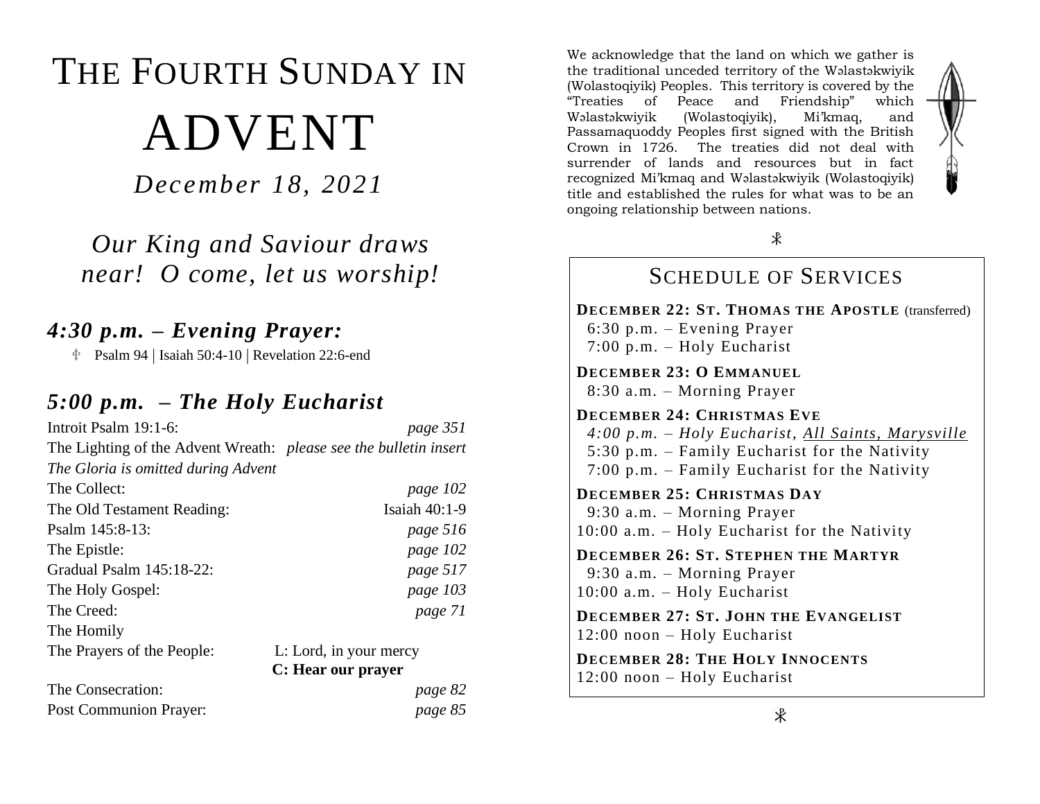# THE FOURTH SUNDAY IN ADVENT

*December 18, 2021*

*Our King and Saviour draws near! O come, let us worship!*

## *4:30 p.m. – Evening Prayer:*

☩ Psalm 94 | Isaiah 50:4-10 | Revelation 22:6-end

## *5:00 p.m. – The Holy Eucharist*

Introit Psalm 19:1-6: *page 351*

The Lighting of the Advent Wreath: *please see the bulletin insert*

*The Gloria is omitted during Advent*

The Collect: *page 102*

The Old Testament Reading: Isaiah 40:1-9

Psalm 145:8-13: *page 516*

The Epistle: *page 102*

Gradual Psalm 145:18-22: *page 517*

The Holy Gospel: *page 103*

The Creed: *page 71*

The Homily

The Prayers of the People: L: Lord, in your mercy
**C: Hear our prayer**

The Consecration: *page 82*

Post Communion Prayer: *page 85*

We acknowledge that the land on which we gather is the traditional unceded territory of the Wəlastəkwiyik (Wolastoqiyik) Peoples. This territory is covered by the "Treaties of Peace and Friendship" which Wəlastəkwiyik (Wolastoqiyik), Mi'kmaq, and Passamaquoddy Peoples first signed with the British Crown in 1726. The treaties did not deal with surrender of lands and resources but in fact recognized Mi'kmaq and Wəlastəkwiyik (Wolastoqiyik) title and established the rules for what was to be an ongoing relationship between nations.

☧

## SCHEDULE OF SERVICES

**DECEMBER 22: ST. THOMAS THE APOSTLE** (transferred)
6:30 p.m. – Evening Prayer
7:00 p.m. – Holy Eucharist

**DECEMBER 23: O EMMANUEL**
8:30 a.m. – Morning Prayer

**DECEMBER 24: CHRISTMAS EVE**
*4:00 p.m. – Holy Eucharist, All Saints, Marysville*
5:30 p.m. – Family Eucharist for the Nativity
7:00 p.m. – Family Eucharist for the Nativity

**DECEMBER 25: CHRISTMAS DAY**
9:30 a.m. – Morning Prayer
10:00 a.m. – Holy Eucharist for the Nativity

**DECEMBER 26: ST. STEPHEN THE MARTYR**
9:30 a.m. – Morning Prayer
10:00 a.m. – Holy Eucharist

**DECEMBER 27: ST. JOHN THE EVANGELIST**
12:00 noon – Holy Eucharist

**DECEMBER 28: THE HOLY INNOCENTS**
12:00 noon – Holy Eucharist

☧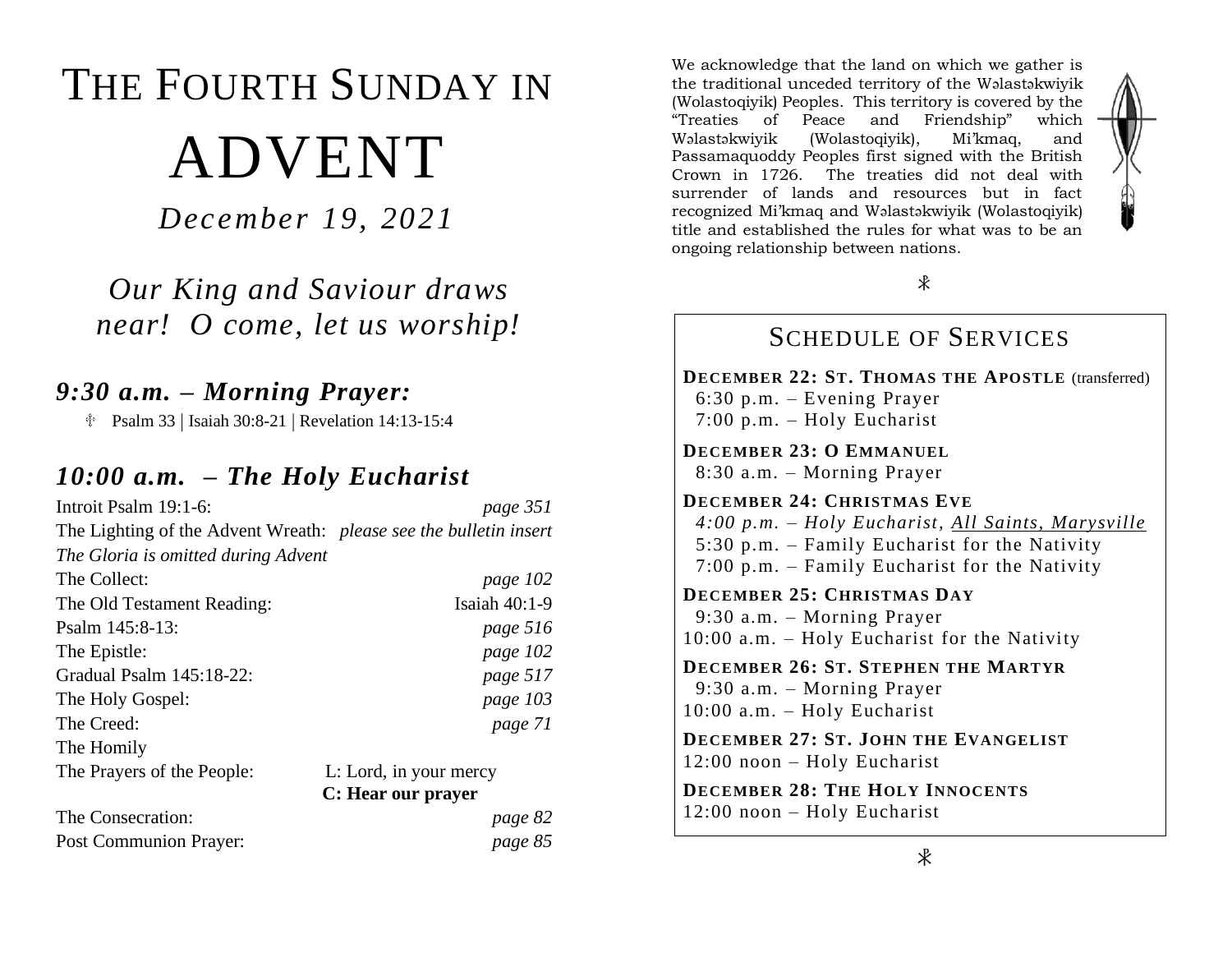# THE FOURTH SUNDAY IN ADVENT

*December 19, 2021*

*Our King and Saviour draws near! O come, let us worship!*

## *9:30 a.m. – Morning Prayer:*

- Psalm 33 | Isaiah 30:8-21 | Revelation 14:13-15:4

## *10:00 a.m. – The Holy Eucharist*

| | |
|---|---|
| Introit Psalm 19:1-6: | *page 351* |
| The Lighting of the Advent Wreath: | *please see the bulletin insert* |
| *The Gloria is omitted during Advent* | |
| The Collect: | *page 102* |
| The Old Testament Reading: | Isaiah 40:1-9 |
| Psalm 145:8-13: | *page 516* |
| The Epistle: | *page 102* |
| Gradual Psalm 145:18-22: | *page 517* |
| The Holy Gospel: | *page 103* |
| The Creed: | *page 71* |
| The Homily | |
| The Prayers of the People: | L: Lord, in your mercy<br>**C: Hear our prayer** |
| The Consecration: | *page 82* |
| Post Communion Prayer: | *page 85* |

We acknowledge that the land on which we gather is the traditional unceded territory of the Wəlastəkwiyik (Wolastoqiyik) Peoples. This territory is covered by the "Treaties of Peace and Friendship" which Wəlastəkwiyik (Wolastoqiyik), Mi'kmaq, and Passamaquoddy Peoples first signed with the British Crown in 1726. The treaties did not deal with surrender of lands and resources but in fact recognized Mi'kmaq and Wəlastəkwiyik (Wolastoqiyik) title and established the rules for what was to be an ongoing relationship between nations.

## SCHEDULE OF SERVICES

**DECEMBER 22: ST. THOMAS THE APOSTLE** (transferred)
6:30 p.m. – Evening Prayer
7:00 p.m. – Holy Eucharist

**DECEMBER 23: O EMMANUEL**
8:30 a.m. – Morning Prayer

**DECEMBER 24: CHRISTMAS EVE**
*4:00 p.m. – Holy Eucharist, All Saints, Marysville*
5:30 p.m. – Family Eucharist for the Nativity
7:00 p.m. – Family Eucharist for the Nativity

**DECEMBER 25: CHRISTMAS DAY**
9:30 a.m. – Morning Prayer
10:00 a.m. – Holy Eucharist for the Nativity

**DECEMBER 26: ST. STEPHEN THE MARTYR**
9:30 a.m. – Morning Prayer
10:00 a.m. – Holy Eucharist

**DECEMBER 27: ST. JOHN THE EVANGELIST**
12:00 noon – Holy Eucharist

**DECEMBER 28: THE HOLY INNOCENTS**
12:00 noon – Holy Eucharist